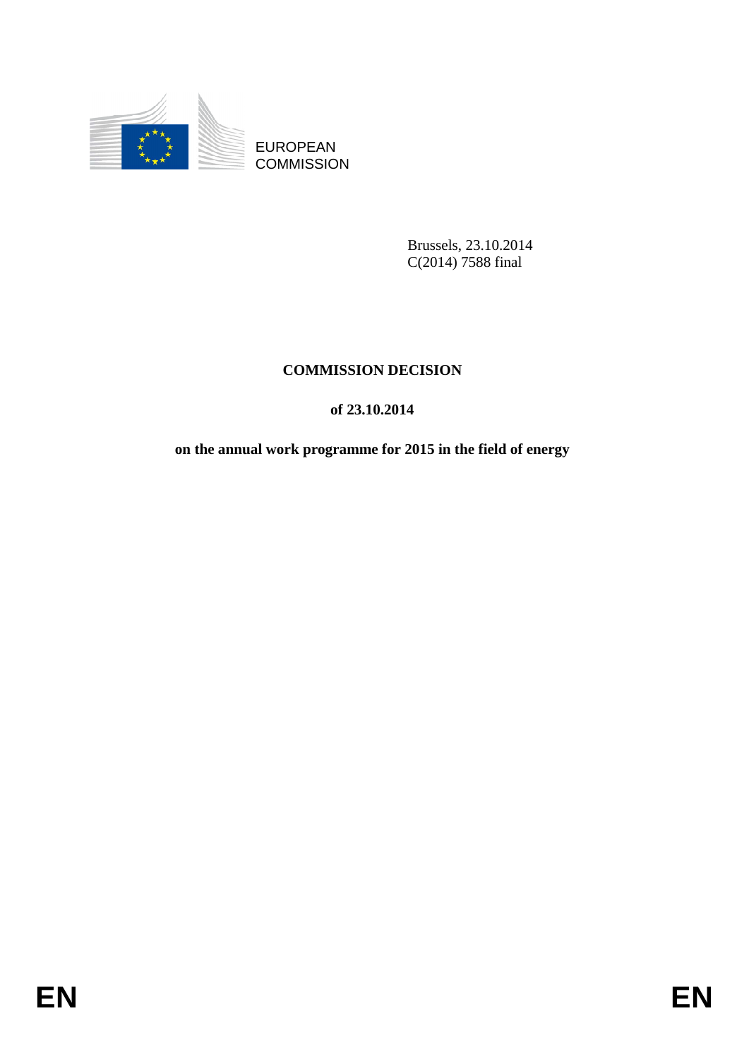EUROPEAN COMMISSION

Brussels, 23.10.2014
C(2014) 7588 final

**COMMISSION DECISION**

**of 23.10.2014**

**on the annual work programme for 2015 in the field of energy**

EN EN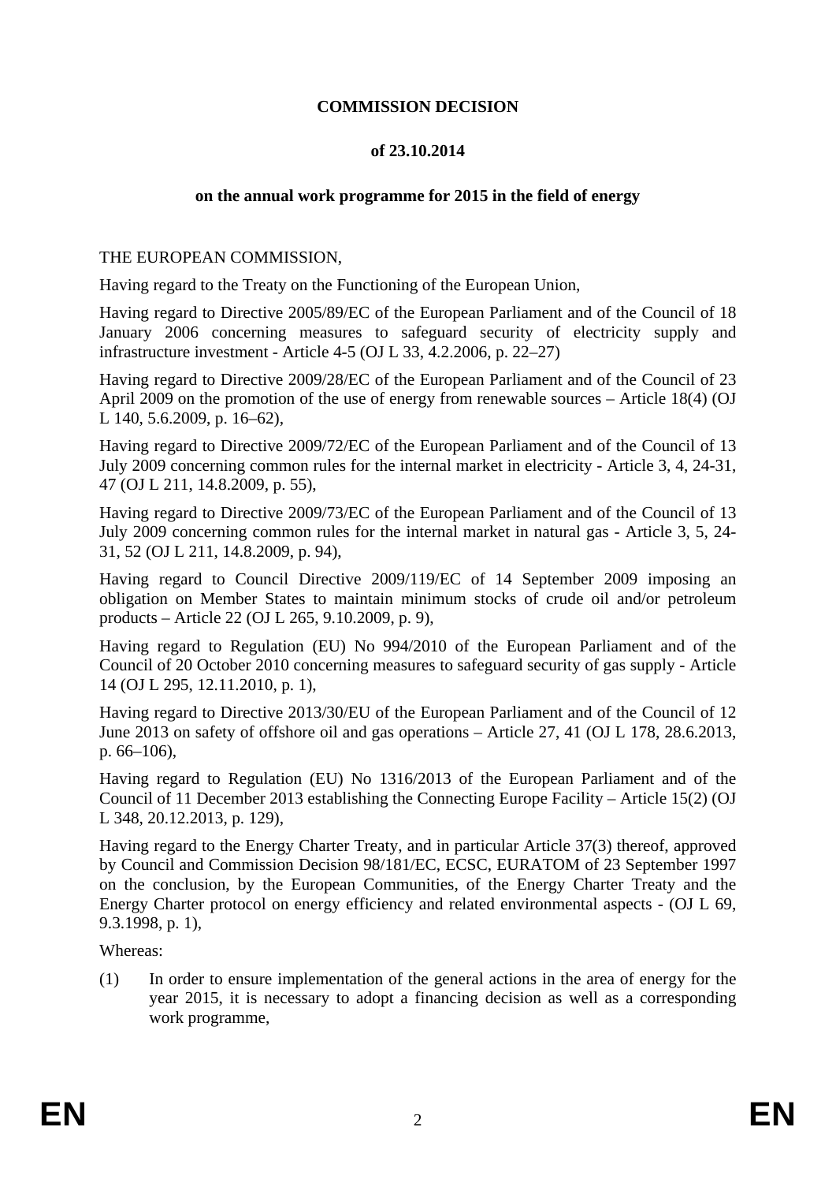**COMMISSION DECISION**

**of 23.10.2014**

**on the annual work programme for 2015 in the field of energy**

THE EUROPEAN COMMISSION,

Having regard to the Treaty on the Functioning of the European Union,

Having regard to Directive 2005/89/EC of the European Parliament and of the Council of 18 January 2006 concerning measures to safeguard security of electricity supply and infrastructure investment - Article 4-5 (OJ L 33, 4.2.2006, p. 22–27)

Having regard to Directive 2009/28/EC of the European Parliament and of the Council of 23 April 2009 on the promotion of the use of energy from renewable sources – Article 18(4) (OJ L 140, 5.6.2009, p. 16–62),

Having regard to Directive 2009/72/EC of the European Parliament and of the Council of 13 July 2009 concerning common rules for the internal market in electricity - Article 3, 4, 24-31, 47 (OJ L 211, 14.8.2009, p. 55),

Having regard to Directive 2009/73/EC of the European Parliament and of the Council of 13 July 2009 concerning common rules for the internal market in natural gas - Article 3, 5, 24-31, 52 (OJ L 211, 14.8.2009, p. 94),

Having regard to Council Directive 2009/119/EC of 14 September 2009 imposing an obligation on Member States to maintain minimum stocks of crude oil and/or petroleum products – Article 22 (OJ L 265, 9.10.2009, p. 9),

Having regard to Regulation (EU) No 994/2010 of the European Parliament and of the Council of 20 October 2010 concerning measures to safeguard security of gas supply - Article 14 (OJ L 295, 12.11.2010, p. 1),

Having regard to Directive 2013/30/EU of the European Parliament and of the Council of 12 June 2013 on safety of offshore oil and gas operations – Article 27, 41 (OJ L 178, 28.6.2013, p. 66–106),

Having regard to Regulation (EU) No 1316/2013 of the European Parliament and of the Council of 11 December 2013 establishing the Connecting Europe Facility – Article 15(2) (OJ L 348, 20.12.2013, p. 129),

Having regard to the Energy Charter Treaty, and in particular Article 37(3) thereof, approved by Council and Commission Decision 98/181/EC, ECSC, EURATOM of 23 September 1997 on the conclusion, by the European Communities, of the Energy Charter Treaty and the Energy Charter protocol on energy efficiency and related environmental aspects - (OJ L 69, 9.3.1998, p. 1),

Whereas:

(1) In order to ensure implementation of the general actions in the area of energy for the year 2015, it is necessary to adopt a financing decision as well as a corresponding work programme,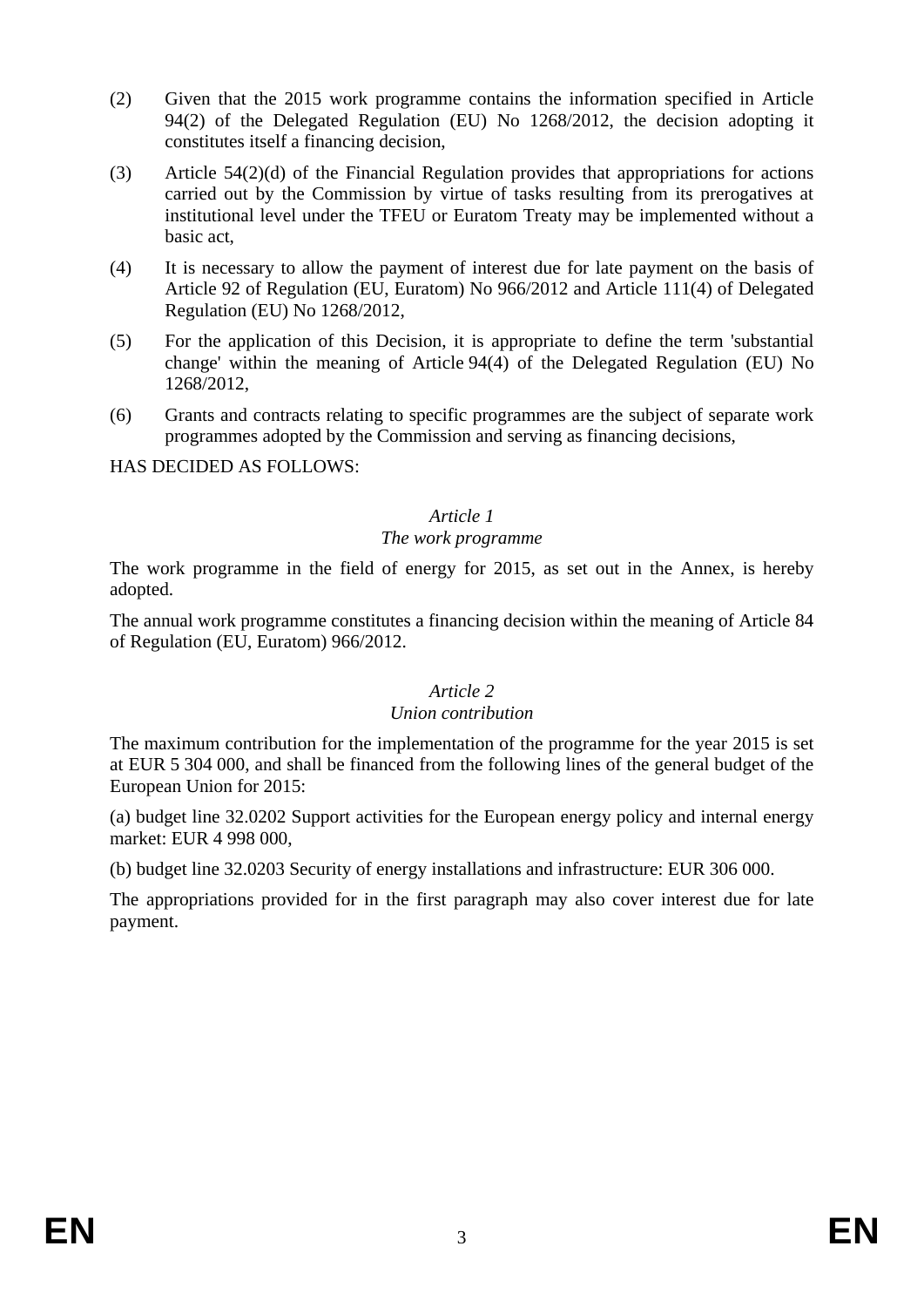(2) Given that the 2015 work programme contains the information specified in Article 94(2) of the Delegated Regulation (EU) No 1268/2012, the decision adopting it constitutes itself a financing decision,

(3) Article 54(2)(d) of the Financial Regulation provides that appropriations for actions carried out by the Commission by virtue of tasks resulting from its prerogatives at institutional level under the TFEU or Euratom Treaty may be implemented without a basic act,

(4) It is necessary to allow the payment of interest due for late payment on the basis of Article 92 of Regulation (EU, Euratom) No 966/2012 and Article 111(4) of Delegated Regulation (EU) No 1268/2012,

(5) For the application of this Decision, it is appropriate to define the term 'substantial change' within the meaning of Article 94(4) of the Delegated Regulation (EU) No 1268/2012,

(6) Grants and contracts relating to specific programmes are the subject of separate work programmes adopted by the Commission and serving as financing decisions,

HAS DECIDED AS FOLLOWS:

*Article 1*

*The work programme*

The work programme in the field of energy for 2015, as set out in the Annex, is hereby adopted.

The annual work programme constitutes a financing decision within the meaning of Article 84 of Regulation (EU, Euratom) 966/2012.

*Article 2*

*Union contribution*

The maximum contribution for the implementation of the programme for the year 2015 is set at EUR 5 304 000, and shall be financed from the following lines of the general budget of the European Union for 2015:

(a) budget line 32.0202 Support activities for the European energy policy and internal energy market: EUR 4 998 000,

(b) budget line 32.0203 Security of energy installations and infrastructure: EUR 306 000.

The appropriations provided for in the first paragraph may also cover interest due for late payment.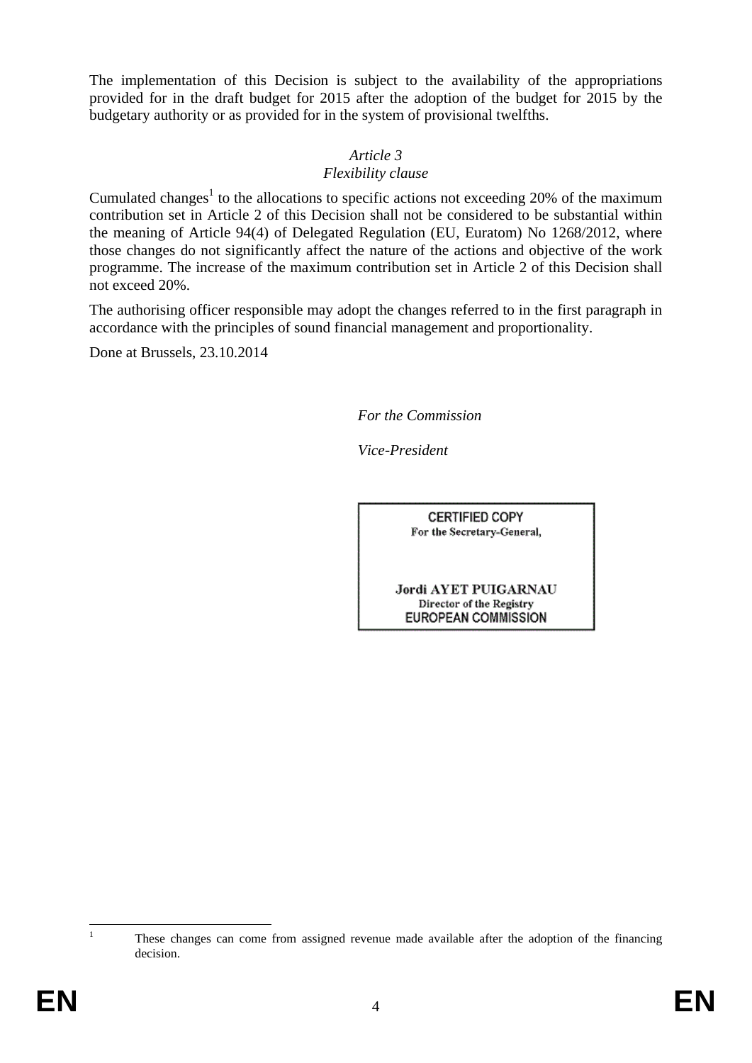The implementation of this Decision is subject to the availability of the appropriations provided for in the draft budget for 2015 after the adoption of the budget for 2015 by the budgetary authority or as provided for in the system of provisional twelfths.

*Article 3*

*Flexibility clause*

Cumulated changes[1] to the allocations to specific actions not exceeding 20% of the maximum contribution set in Article 2 of this Decision shall not be considered to be substantial within the meaning of Article 94(4) of Delegated Regulation (EU, Euratom) No 1268/2012, where those changes do not significantly affect the nature of the actions and objective of the work programme. The increase of the maximum contribution set in Article 2 of this Decision shall not exceed 20%.

The authorising officer responsible may adopt the changes referred to in the first paragraph in accordance with the principles of sound financial management and proportionality.

Done at Brussels, 23.10.2014

*For the Commission*

*Vice-President*

CERTIFIED COPY
For the Secretary-General,

Jordi AYET PUIGARNAU
Director of the Registry
EUROPEAN COMMISSION

---

[1] These changes can come from assigned revenue made available after the adoption of the financing decision.